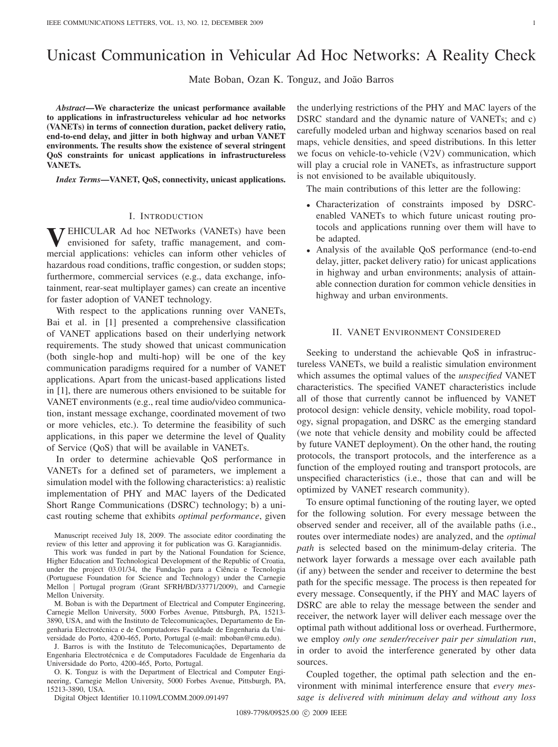# Unicast Communication in Vehicular Ad Hoc Networks: A Reality Check

Mate Boban, Ozan K. Tonguz, and João Barros

***Abstract*—We characterize the unicast performance available to applications in infrastructureless vehicular ad hoc networks (VANETs) in terms of connection duration, packet delivery ratio, end-to-end delay, and jitter in both highway and urban VANET environments. The results show the existence of several stringent QoS constraints for unicast applications in infrastructureless VANETs.**

***Index Terms*—VANET, QoS, connectivity, unicast applications.**

## I. Introduction

Vehicular Ad hoc NETworks (VANETs) have been envisioned for safety, traffic management, and commercial applications: vehicles can inform other vehicles of hazardous road conditions, traffic congestion, or sudden stops; furthermore, commercial services (e.g., data exchange, infotainment, rear-seat multiplayer games) can create an incentive for faster adoption of VANET technology.

With respect to the applications running over VANETs, Bai et al. in [1] presented a comprehensive classification of VANET applications based on their underlying network requirements. The study showed that unicast communication (both single-hop and multi-hop) will be one of the key communication paradigms required for a number of VANET applications. Apart from the unicast-based applications listed in [1], there are numerous others envisioned to be suitable for VANET environments (e.g., real time audio/video communication, instant message exchange, coordinated movement of two or more vehicles, etc.). To determine the feasibility of such applications, in this paper we determine the level of Quality of Service (QoS) that will be available in VANETs.

In order to determine achievable QoS performance in VANETs for a defined set of parameters, we implement a simulation model with the following characteristics: a) realistic implementation of PHY and MAC layers of the Dedicated Short Range Communications (DSRC) technology; b) a unicast routing scheme that exhibits *optimal performance*, given the underlying restrictions of the PHY and MAC layers of the DSRC standard and the dynamic nature of VANETs; and c) carefully modeled urban and highway scenarios based on real maps, vehicle densities, and speed distributions. In this letter we focus on vehicle-to-vehicle (V2V) communication, which will play a crucial role in VANETs, as infrastructure support is not envisioned to be available ubiquitously.

The main contributions of this letter are the following:

- Characterization of constraints imposed by DSRC-enabled VANETs to which future unicast routing protocols and applications running over them will have to be adapted.
- Analysis of the available QoS performance (end-to-end delay, jitter, packet delivery ratio) for unicast applications in highway and urban environments; analysis of attainable connection duration for common vehicle densities in highway and urban environments.

## II. VANET Environment Considered

Seeking to understand the achievable QoS in infrastructureless VANETs, we build a realistic simulation environment which assumes the optimal values of the *unspecified* VANET characteristics. The specified VANET characteristics include all of those that currently cannot be influenced by VANET protocol design: vehicle density, vehicle mobility, road topology, signal propagation, and DSRC as the emerging standard (we note that vehicle density and mobility could be affected by future VANET deployment). On the other hand, the routing protocols, the transport protocols, and the interference as a function of the employed routing and transport protocols, are unspecified characteristics (i.e., those that can and will be optimized by VANET research community).

To ensure optimal functioning of the routing layer, we opted for the following solution. For every message between the observed sender and receiver, all of the available paths (i.e., routes over intermediate nodes) are analyzed, and the *optimal path* is selected based on the minimum-delay criteria. The network layer forwards a message over each available path (if any) between the sender and receiver to determine the best path for the specific message. The process is then repeated for every message. Consequently, if the PHY and MAC layers of DSRC are able to relay the message between the sender and receiver, the network layer will deliver each message over the optimal path without additional loss or overhead. Furthermore, we employ *only one sender/receiver pair per simulation run*, in order to avoid the interference generated by other data sources.

Coupled together, the optimal path selection and the environment with minimal interference ensure that *every message is delivered with minimum delay and without any loss*

Manuscript received July 18, 2009. The associate editor coordinating the review of this letter and approving it for publication was G. Karagiannidis.

This work was funded in part by the National Foundation for Science, Higher Education and Technological Development of the Republic of Croatia, under the project 03.01/34, the Fundação para a Ciência e Tecnologia (Portuguese Foundation for Science and Technology) under the Carnegie Mellon | Portugal program (Grant SFRH/BD/33771/2009), and Carnegie Mellon University.

M. Boban is with the Department of Electrical and Computer Engineering, Carnegie Mellon University, 5000 Forbes Avenue, Pittsburgh, PA, 15213-3890, USA, and with the Instituto de Telecomunicações, Departamento de Engenharia Electrotécnica e de Computadores Faculdade de Engenharia da Universidade do Porto, 4200-465, Porto, Portugal (e-mail: mboban@cmu.edu).

J. Barros is with the Instituto de Telecomunicações, Departamento de Engenharia Electrotécnica e de Computadores Faculdade de Engenharia da Universidade do Porto, 4200-465, Porto, Portugal.

O. K. Tonguz is with the Department of Electrical and Computer Engineering, Carnegie Mellon University, 5000 Forbes Avenue, Pittsburgh, PA, 15213-3890, USA.

Digital Object Identifier 10.1109/LCOMM.2009.091497

1089-7798/09$25.00 © 2009 IEEE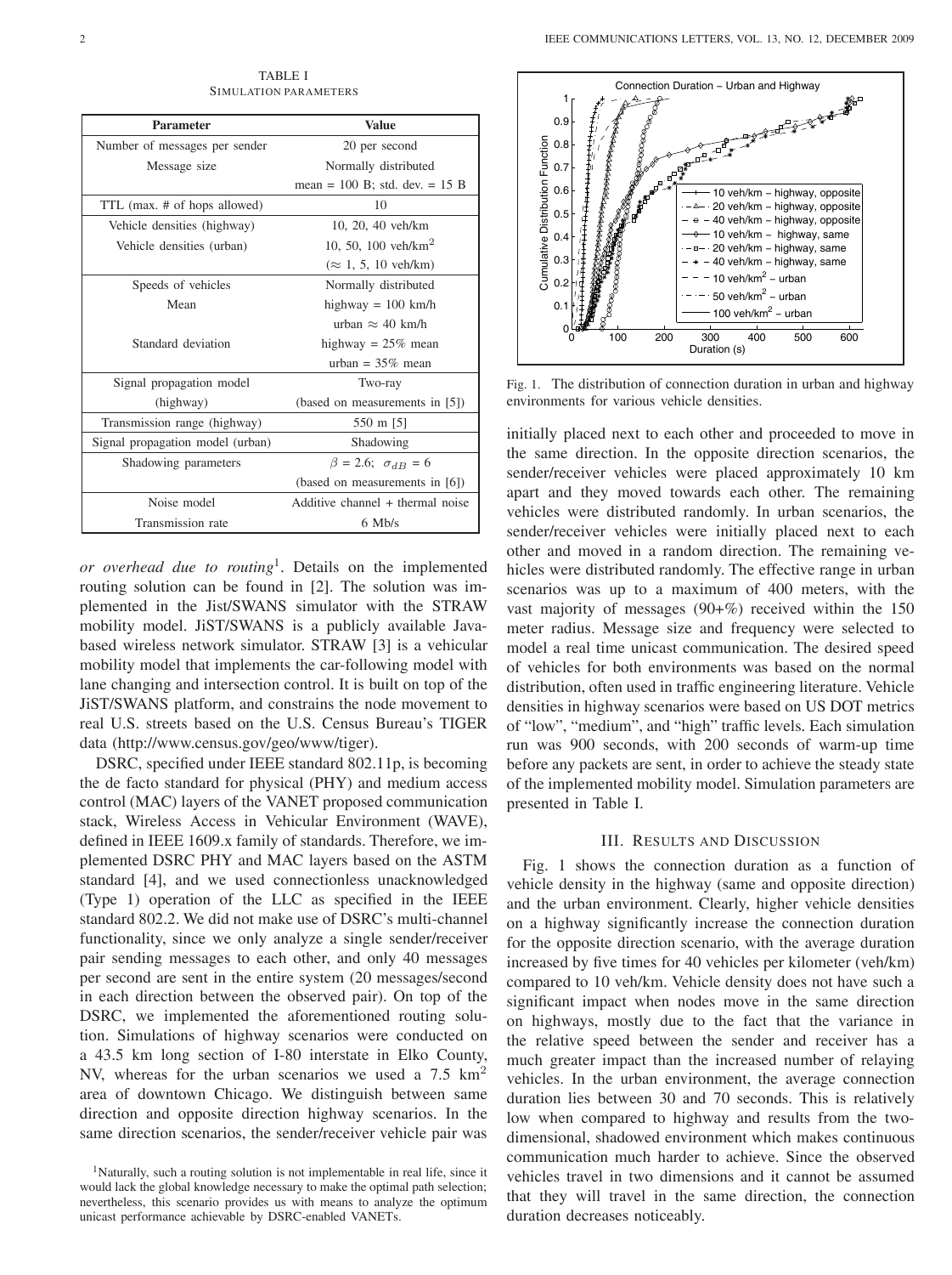TABLE I
SIMULATION PARAMETERS

| Parameter | Value |
|---|---|
| Number of messages per sender | 20 per second |
| Message size | Normally distributed |
| | mean = 100 B; std. dev. = 15 B |
| TTL (max. # of hops allowed) | 10 |
| Vehicle densities (highway) | 10, 20, 40 veh/km |
| Vehicle densities (urban) | 10, 50, 100 veh/km$^2$ |
| | ($\approx$ 1, 5, 10 veh/km) |
| Speeds of vehicles | Normally distributed |
| Mean | highway = 100 km/h |
| | urban $\approx$ 40 km/h |
| Standard deviation | highway = 25% mean |
| | urban = 35% mean |
| Signal propagation model | Two-ray |
| (highway) | (based on measurements in [5]) |
| Transmission range (highway) | 550 m [5] |
| Signal propagation model (urban) | Shadowing |
| Shadowing parameters | $\beta$ = 2.6; $\sigma_{dB}$ = 6 |
| | (based on measurements in [6]) |
| Noise model | Additive channel + thermal noise |
| Transmission rate | 6 Mb/s |

*or overhead due to routing*[1]. Details on the implemented routing solution can be found in [2]. The solution was implemented in the Jist/SWANS simulator with the STRAW mobility model. JiST/SWANS is a publicly available Java-based wireless network simulator. STRAW [3] is a vehicular mobility model that implements the car-following model with lane changing and intersection control. It is built on top of the JiST/SWANS platform, and constrains the node movement to real U.S. streets based on the U.S. Census Bureau's TIGER data (http://www.census.gov/geo/www/tiger).

DSRC, specified under IEEE standard 802.11p, is becoming the de facto standard for physical (PHY) and medium access control (MAC) layers of the VANET proposed communication stack, Wireless Access in Vehicular Environment (WAVE), defined in IEEE 1609.x family of standards. Therefore, we implemented DSRC PHY and MAC layers based on the ASTM standard [4], and we used connectionless unacknowledged (Type 1) operation of the LLC as specified in the IEEE standard 802.2. We did not make use of DSRC's multi-channel functionality, since we only analyze a single sender/receiver pair sending messages to each other, and only 40 messages per second are sent in the entire system (20 messages/second in each direction between the observed pair). On top of the DSRC, we implemented the aforementioned routing solution. Simulations of highway scenarios were conducted on a 43.5 km long section of I-80 interstate in Elko County, NV, whereas for the urban scenarios we used a 7.5 km$^2$ area of downtown Chicago. We distinguish between same direction and opposite direction highway scenarios. In the same direction scenarios, the sender/receiver vehicle pair was initially placed next to each other and proceeded to move in the same direction. In the opposite direction scenarios, the sender/receiver vehicles were placed approximately 10 km apart and they moved towards each other. The remaining vehicles were distributed randomly. In urban scenarios, the sender/receiver vehicles were initially placed next to each other and moved in a random direction. The remaining vehicles were distributed randomly. The effective range in urban scenarios was up to a maximum of 400 meters, with the vast majority of messages (90+%) received within the 150 meter radius. Message size and frequency were selected to model a real time unicast communication. The desired speed of vehicles for both environments was based on the normal distribution, often used in traffic engineering literature. Vehicle densities in highway scenarios were based on US DOT metrics of "low", "medium", and "high" traffic levels. Each simulation run was 900 seconds, with 200 seconds of warm-up time before any packets are sent, in order to achieve the steady state of the implemented mobility model. Simulation parameters are presented in Table I.

[1]Naturally, such a routing solution is not implementable in real life, since it would lack the global knowledge necessary to make the optimal path selection; nevertheless, this scenario provides us with means to analyze the optimum unicast performance achievable by DSRC-enabled VANETs.

Fig. 1. The distribution of connection duration in urban and highway environments for various vehicle densities.

## III. RESULTS AND DISCUSSION

Fig. 1 shows the connection duration as a function of vehicle density in the highway (same and opposite direction) and the urban environment. Clearly, higher vehicle densities on a highway significantly increase the connection duration for the opposite direction scenario, with the average duration increased by five times for 40 vehicles per kilometer (veh/km) compared to 10 veh/km. Vehicle density does not have such a significant impact when nodes move in the same direction on highways, mostly due to the fact that the variance in the relative speed between the sender and receiver has a much greater impact than the increased number of relaying vehicles. In the urban environment, the average connection duration lies between 30 and 70 seconds. This is relatively low when compared to highway and results from the two-dimensional, shadowed environment which makes continuous communication much harder to achieve. Since the observed vehicles travel in two dimensions and it cannot be assumed that they will travel in the same direction, the connection duration decreases noticeably.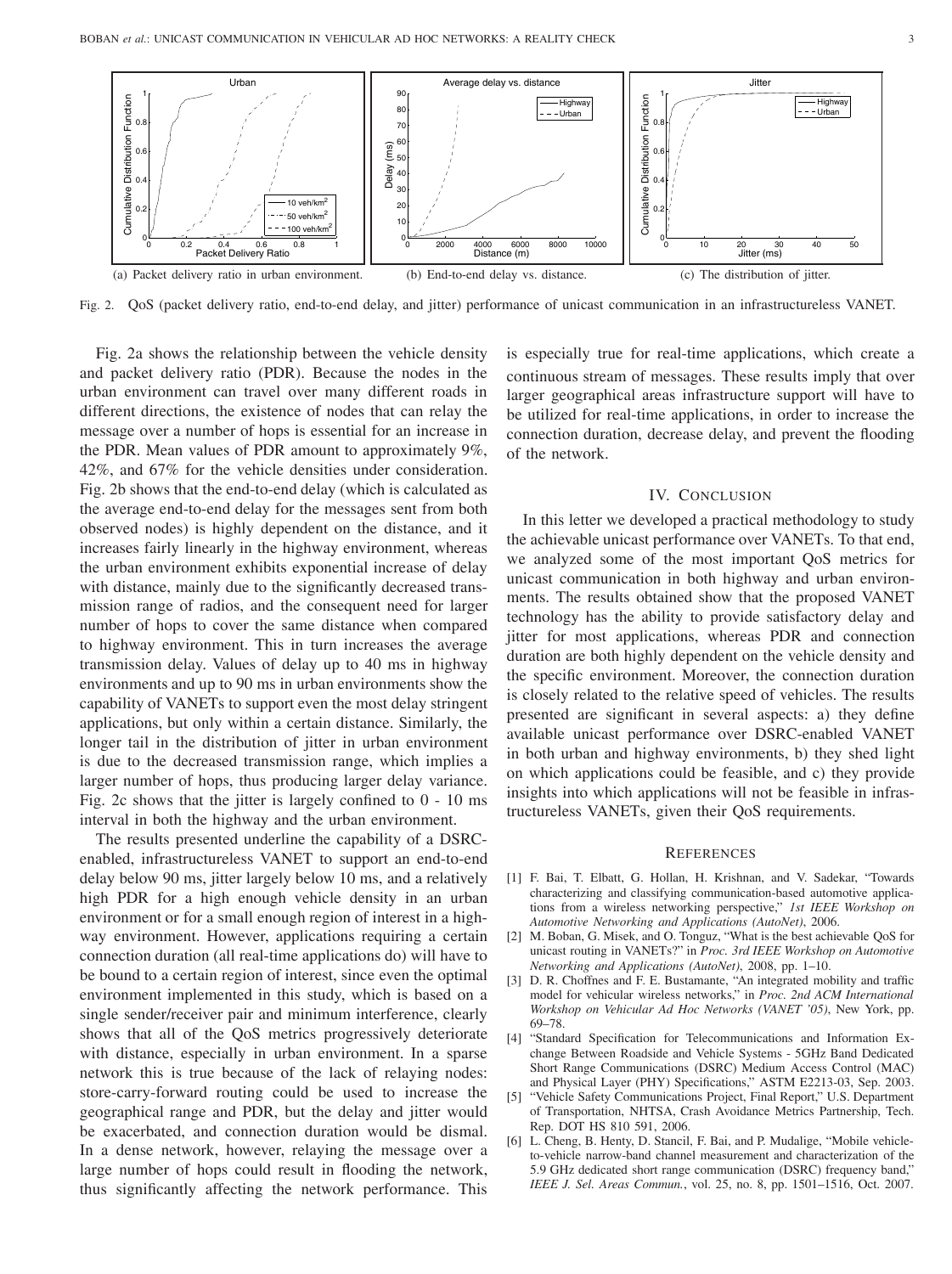Urban

Cumulative Distribution Function

1
0.8
0.6
0.4
0.2
0

0 0.2 0.4 0.6 0.8 1

Packet Delivery Ratio

10 veh/km$^2$
50 veh/km$^2$
100 veh/km$^2$

(a) Packet delivery ratio in urban environment.

Average delay vs. distance

Delay (ms)

90 80 70 60 50 40 30 20 10 0

0 2000 4000 6000 8000 10000

Distance (m)

Highway
Urban

(b) End-to-end delay vs. distance.

Jitter

Cumulative Distribution Function

1
0.8
0.6
0.4
0.2
0

0 10 20 30 40 50

Jitter (ms)

Highway
Urban

(c) The distribution of jitter.

Fig. 2. QoS (packet delivery ratio, end-to-end delay, and jitter) performance of unicast communication in an infrastructureless VANET.

Fig. 2a shows the relationship between the vehicle density and packet delivery ratio (PDR). Because the nodes in the urban environment can travel over many different roads in different directions, the existence of nodes that can relay the message over a number of hops is essential for an increase in the PDR. Mean values of PDR amount to approximately 9%, 42%, and 67% for the vehicle densities under consideration. Fig. 2b shows that the end-to-end delay (which is calculated as the average end-to-end delay for the messages sent from both observed nodes) is highly dependent on the distance, and it increases fairly linearly in the highway environment, whereas the urban environment exhibits exponential increase of delay with distance, mainly due to the significantly decreased transmission range of radios, and the consequent need for larger number of hops to cover the same distance when compared to highway environment. This in turn increases the average transmission delay. Values of delay up to 40 ms in highway environments and up to 90 ms in urban environments show the capability of VANETs to support even the most delay stringent applications, but only within a certain distance. Similarly, the longer tail in the distribution of jitter in urban environment is due to the decreased transmission range, which implies a larger number of hops, thus producing larger delay variance. Fig. 2c shows that the jitter is largely confined to 0 - 10 ms interval in both the highway and the urban environment.

The results presented underline the capability of a DSRC-enabled, infrastructureless VANET to support an end-to-end delay below 90 ms, jitter largely below 10 ms, and a relatively high PDR for a high enough vehicle density in an urban environment or for a small enough region of interest in a highway environment. However, applications requiring a certain connection duration (all real-time applications do) will have to be bound to a certain region of interest, since even the optimal environment implemented in this study, which is based on a single sender/receiver pair and minimum interference, clearly shows that all of the QoS metrics progressively deteriorate with distance, especially in urban environment. In a sparse network this is true because of the lack of relaying nodes: store-carry-forward routing could be used to increase the geographical range and PDR, but the delay and jitter would be exacerbated, and connection duration would be dismal. In a dense network, however, relaying the message over a large number of hops could result in flooding the network, thus significantly affecting the network performance. This is especially true for real-time applications, which create a continuous stream of messages. These results imply that over larger geographical areas infrastructure support will have to be utilized for real-time applications, in order to increase the connection duration, decrease delay, and prevent the flooding of the network.

## IV. Conclusion

In this letter we developed a practical methodology to study the achievable unicast performance over VANETs. To that end, we analyzed some of the most important QoS metrics for unicast communication in both highway and urban environments. The results obtained show that the proposed VANET technology has the ability to provide satisfactory delay and jitter for most applications, whereas PDR and connection duration are both highly dependent on the vehicle density and the specific environment. Moreover, the connection duration is closely related to the relative speed of vehicles. The results presented are significant in several aspects: a) they define available unicast performance over DSRC-enabled VANET in both urban and highway environments, b) they shed light on which applications could be feasible, and c) they provide insights into which applications will not be feasible in infrastructureless VANETs, given their QoS requirements.

## References

[1] F. Bai, T. Elbatt, G. Hollan, H. Krishnan, and V. Sadekar, "Towards characterizing and classifying communication-based automotive applications from a wireless networking perspective," *1st IEEE Workshop on Automotive Networking and Applications (AutoNet)*, 2006.

[2] M. Boban, G. Misek, and O. Tonguz, "What is the best achievable QoS for unicast routing in VANETs?" in *Proc. 3rd IEEE Workshop on Automotive Networking and Applications (AutoNet)*, 2008, pp. 1–10.

[3] D. R. Choffnes and F. E. Bustamante, "An integrated mobility and traffic model for vehicular wireless networks," in *Proc. 2nd ACM International Workshop on Vehicular Ad Hoc Networks (VANET '05)*, New York, pp. 69–78.

[4] "Standard Specification for Telecommunications and Information Exchange Between Roadside and Vehicle Systems - 5GHz Band Dedicated Short Range Communications (DSRC) Medium Access Control (MAC) and Physical Layer (PHY) Specifications," ASTM E2213-03, Sep. 2003.

[5] "Vehicle Safety Communications Project, Final Report," U.S. Department of Transportation, NHTSA, Crash Avoidance Metrics Partnership, Tech. Rep. DOT HS 810 591, 2006.

[6] L. Cheng, B. Henty, D. Stancil, F. Bai, and P. Mudalige, "Mobile vehicle-to-vehicle narrow-band channel measurement and characterization of the 5.9 GHz dedicated short range communication (DSRC) frequency band," *IEEE J. Sel. Areas Commun.*, vol. 25, no. 8, pp. 1501–1516, Oct. 2007.